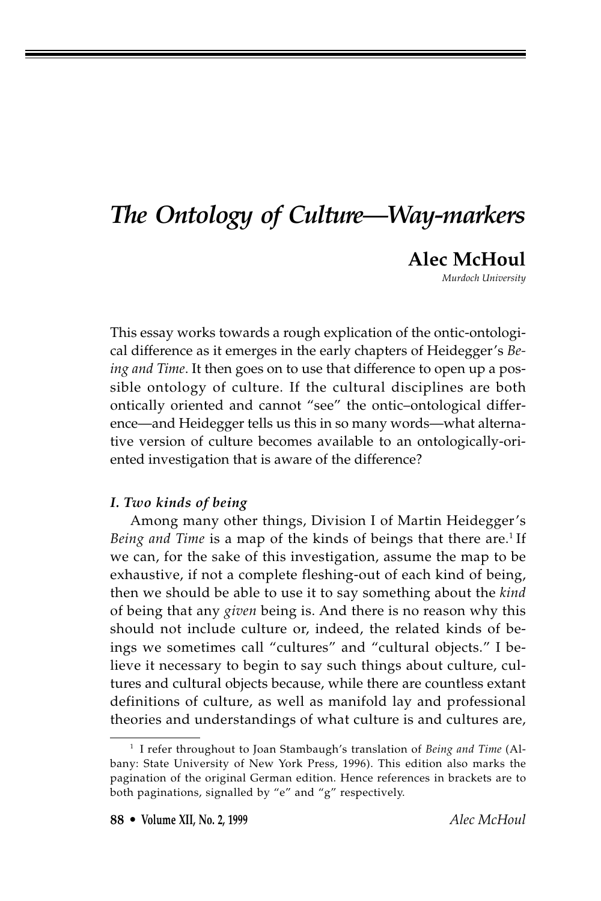# *The Ontology of Culture—Way-markers*

**Alec McHoul**

*Murdoch University*

This essay works towards a rough explication of the ontic-ontological difference as it emerges in the early chapters of Heidegger's *Being and Time*. It then goes on to use that difference to open up a possible ontology of culture. If the cultural disciplines are both ontically oriented and cannot "see" the ontic–ontological difference—and Heidegger tells us this in so many words—what alternative version of culture becomes available to an ontologically-oriented investigation that is aware of the difference?

### *I. Two kinds of being*

Among many other things, Division I of Martin Heidegger's *Being and Time* is a map of the kinds of beings that there are.[1] If we can, for the sake of this investigation, assume the map to be exhaustive, if not a complete fleshing-out of each kind of being, then we should be able to use it to say something about the *kind* of being that any *given* being is. And there is no reason why this should not include culture or, indeed, the related kinds of beings we sometimes call "cultures" and "cultural objects." I believe it necessary to begin to say such things about culture, cultures and cultural objects because, while there are countless extant definitions of culture, as well as manifold lay and professional theories and understandings of what culture is and cultures are,

[1] I refer throughout to Joan Stambaugh's translation of *Being and Time* (Albany: State University of New York Press, 1996). This edition also marks the pagination of the original German edition. Hence references in brackets are to both paginations, signalled by "e" and "g" respectively.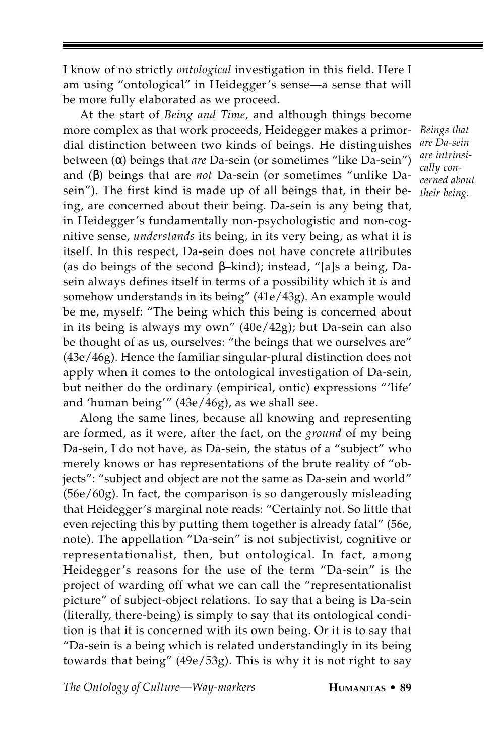I know of no strictly *ontological* investigation in this field. Here I am using "ontological" in Heidegger's sense—a sense that will be more fully elaborated as we proceed.

*Beings that are Da-sein are intrinsically concerned about their being.*

At the start of *Being and Time*, and although things become more complex as that work proceeds, Heidegger makes a primordial distinction between two kinds of beings. He distinguishes between (α) beings that *are* Da-sein (or sometimes "like Da-sein") and (β) beings that are *not* Da-sein (or sometimes "unlike Da-sein"). The first kind is made up of all beings that, in their being, are concerned about their being. Da-sein is any being that, in Heidegger's fundamentally non-psychologistic and non-cognitive sense, *understands* its being, in its very being, as what it is itself. In this respect, Da-sein does not have concrete attributes (as do beings of the second β–kind); instead, "[a]s a being, Da-sein always defines itself in terms of a possibility which it *is* and somehow understands in its being" (41e/43g). An example would be me, myself: "The being which this being is concerned about in its being is always my own" (40e/42g); but Da-sein can also be thought of as us, ourselves: "the beings that we ourselves are" (43e/46g). Hence the familiar singular-plural distinction does not apply when it comes to the ontological investigation of Da-sein, but neither do the ordinary (empirical, ontic) expressions "'life' and 'human being'" (43e/46g), as we shall see.

Along the same lines, because all knowing and representing are formed, as it were, after the fact, on the *ground* of my being Da-sein, I do not have, as Da-sein, the status of a "subject" who merely knows or has representations of the brute reality of "objects": "subject and object are not the same as Da-sein and world" (56e/60g). In fact, the comparison is so dangerously misleading that Heidegger's marginal note reads: "Certainly not. So little that even rejecting this by putting them together is already fatal" (56e, note). The appellation "Da-sein" is not subjectivist, cognitive or representationalist, then, but ontological. In fact, among Heidegger's reasons for the use of the term "Da-sein" is the project of warding off what we can call the "representationalist picture" of subject-object relations. To say that a being is Da-sein (literally, there-being) is simply to say that its ontological condition is that it is concerned with its own being. Or it is to say that "Da-sein is a being which is related understandingly in its being towards that being" (49e/53g). This is why it is not right to say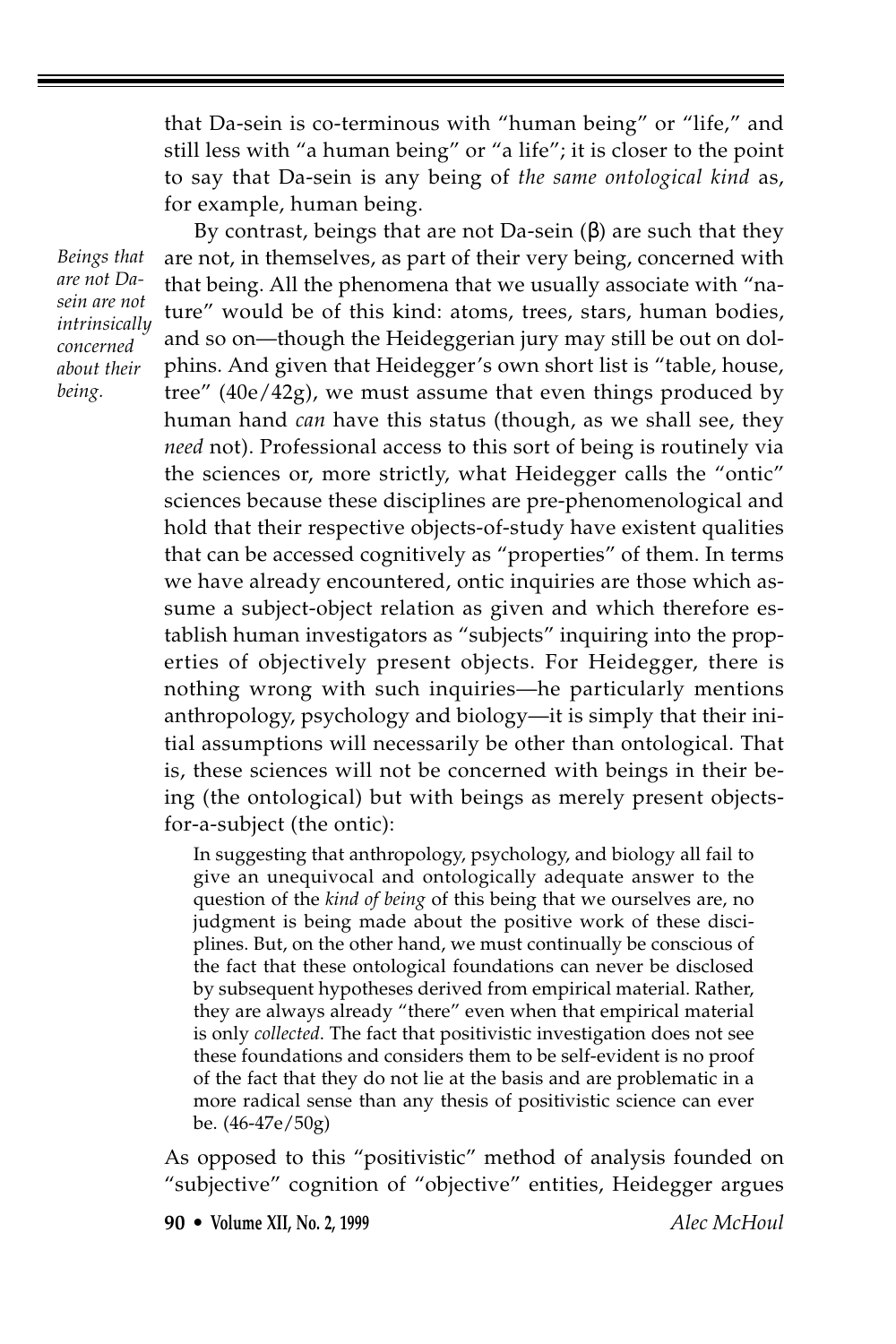that Da-sein is co-terminous with "human being" or "life," and still less with "a human being" or "a life"; it is closer to the point to say that Da-sein is any being of *the same ontological kind* as, for example, human being.

*Beings that are not Da-sein are not intrinsically concerned about their being.*

By contrast, beings that are not Da-sein (β) are such that they are not, in themselves, as part of their very being, concerned with that being. All the phenomena that we usually associate with "nature" would be of this kind: atoms, trees, stars, human bodies, and so on—though the Heideggerian jury may still be out on dolphins. And given that Heidegger's own short list is "table, house, tree" (40e/42g), we must assume that even things produced by human hand *can* have this status (though, as we shall see, they *need* not). Professional access to this sort of being is routinely via the sciences or, more strictly, what Heidegger calls the "ontic" sciences because these disciplines are pre-phenomenological and hold that their respective objects-of-study have existent qualities that can be accessed cognitively as "properties" of them. In terms we have already encountered, ontic inquiries are those which assume a subject-object relation as given and which therefore establish human investigators as "subjects" inquiring into the properties of objectively present objects. For Heidegger, there is nothing wrong with such inquiries—he particularly mentions anthropology, psychology and biology—it is simply that their initial assumptions will necessarily be other than ontological. That is, these sciences will not be concerned with beings in their being (the ontological) but with beings as merely present objects-for-a-subject (the ontic):

> In suggesting that anthropology, psychology, and biology all fail to give an unequivocal and ontologically adequate answer to the question of the *kind of being* of this being that we ourselves are, no judgment is being made about the positive work of these disciplines. But, on the other hand, we must continually be conscious of the fact that these ontological foundations can never be disclosed by subsequent hypotheses derived from empirical material. Rather, they are always already "there" even when that empirical material is only *collected*. The fact that positivistic investigation does not see these foundations and considers them to be self-evident is no proof of the fact that they do not lie at the basis and are problematic in a more radical sense than any thesis of positivistic science can ever be. (46-47e/50g)

As opposed to this "positivistic" method of analysis founded on "subjective" cognition of "objective" entities, Heidegger argues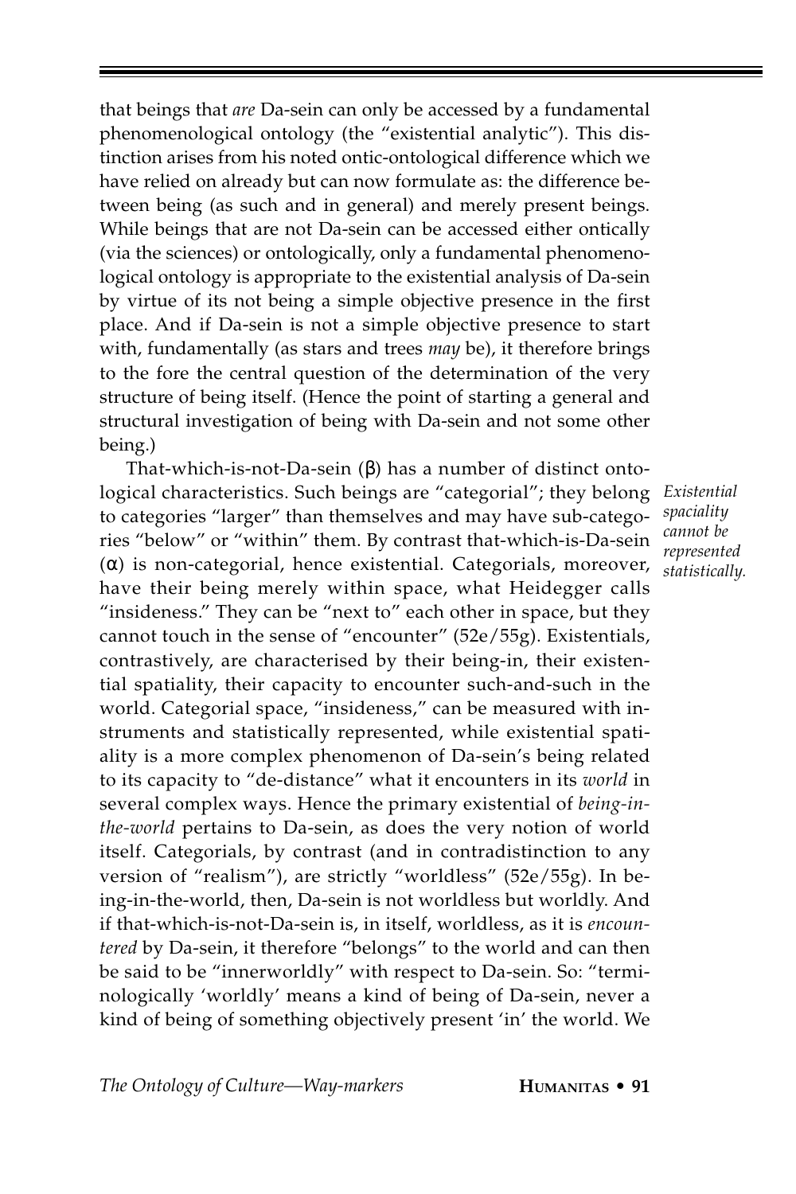that beings that *are* Da-sein can only be accessed by a fundamental phenomenological ontology (the "existential analytic"). This distinction arises from his noted ontic-ontological difference which we have relied on already but can now formulate as: the difference between being (as such and in general) and merely present beings. While beings that are not Da-sein can be accessed either ontically (via the sciences) or ontologically, only a fundamental phenomenological ontology is appropriate to the existential analysis of Da-sein by virtue of its not being a simple objective presence in the first place. And if Da-sein is not a simple objective presence to start with, fundamentally (as stars and trees *may* be), it therefore brings to the fore the central question of the determination of the very structure of being itself. (Hence the point of starting a general and structural investigation of being with Da-sein and not some other being.)

*Existential spaciality cannot be represented statistically.*

That-which-is-not-Da-sein (β) has a number of distinct ontological characteristics. Such beings are "categorial"; they belong to categories "larger" than themselves and may have sub-categories "below" or "within" them. By contrast that-which-is-Da-sein (α) is non-categorial, hence existential. Categorials, moreover, have their being merely within space, what Heidegger calls "insideness." They can be "next to" each other in space, but they cannot touch in the sense of "encounter" (52e/55g). Existentials, contrastively, are characterised by their being-in, their existential spatiality, their capacity to encounter such-and-such in the world. Categorial space, "insideness," can be measured with instruments and statistically represented, while existential spatiality is a more complex phenomenon of Da-sein's being related to its capacity to "de-distance" what it encounters in its *world* in several complex ways. Hence the primary existential of *being-in-the-world* pertains to Da-sein, as does the very notion of world itself. Categorials, by contrast (and in contradistinction to any version of "realism"), are strictly "worldless" (52e/55g). In being-in-the-world, then, Da-sein is not worldless but worldly. And if that-which-is-not-Da-sein is, in itself, worldless, as it is *encountered* by Da-sein, it therefore "belongs" to the world and can then be said to be "innerworldly" with respect to Da-sein. So: "terminologically 'worldly' means a kind of being of Da-sein, never a kind of being of something objectively present 'in' the world. We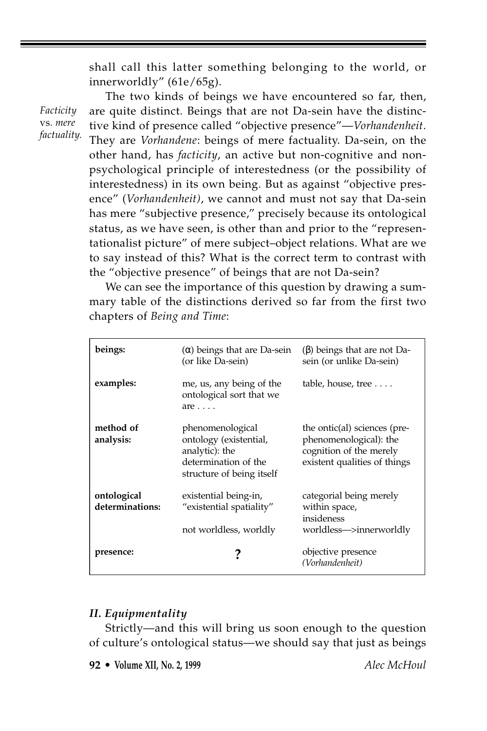shall call this latter something belonging to the world, or innerworldly" (61e/65g).

*Facticity* vs. *mere factuality.*

The two kinds of beings we have encountered so far, then, are quite distinct. Beings that are not Da-sein have the distinctive kind of presence called "objective presence"—*Vorhandenheit*. They are *Vorhandene*: beings of mere factuality. Da-sein, on the other hand, has *facticity*, an active but non-cognitive and non-psychological principle of interestedness (or the possibility of interestedness) in its own being. But as against "objective presence" (*Vorhandenheit)*, we cannot and must not say that Da-sein has mere "subjective presence," precisely because its ontological status, as we have seen, is other than and prior to the "representationalist picture" of mere subject–object relations. What are we to say instead of this? What is the correct term to contrast with the "objective presence" of beings that are not Da-sein?

We can see the importance of this question by drawing a summary table of the distinctions derived so far from the first two chapters of *Being and Time*:

| | | |
|---|---|---|
| **beings:** | (α) beings that are Da-sein (or like Da-sein) | (β) beings that are not Da-sein (or unlike Da-sein) |
| **examples:** | me, us, any being of the ontological sort that we are . . . . | table, house, tree . . . . |
| **method of analysis:** | phenomenological ontology (existential, analytic): the determination of the structure of being itself | the ontic(al) sciences (pre-phenomenological): the cognition of the merely existent qualities of things |
| **ontological determinations:** | existential being-in, "existential spatiality"<br><br>not worldless, worldly | categorial being merely within space, insideness<br>worldless—>innerworldly |
| **presence:** | **?** | objective presence *(Vorhandenheit)* |

### *II. Equipmentality*

Strictly—and this will bring us soon enough to the question of culture's ontological status—we should say that just as beings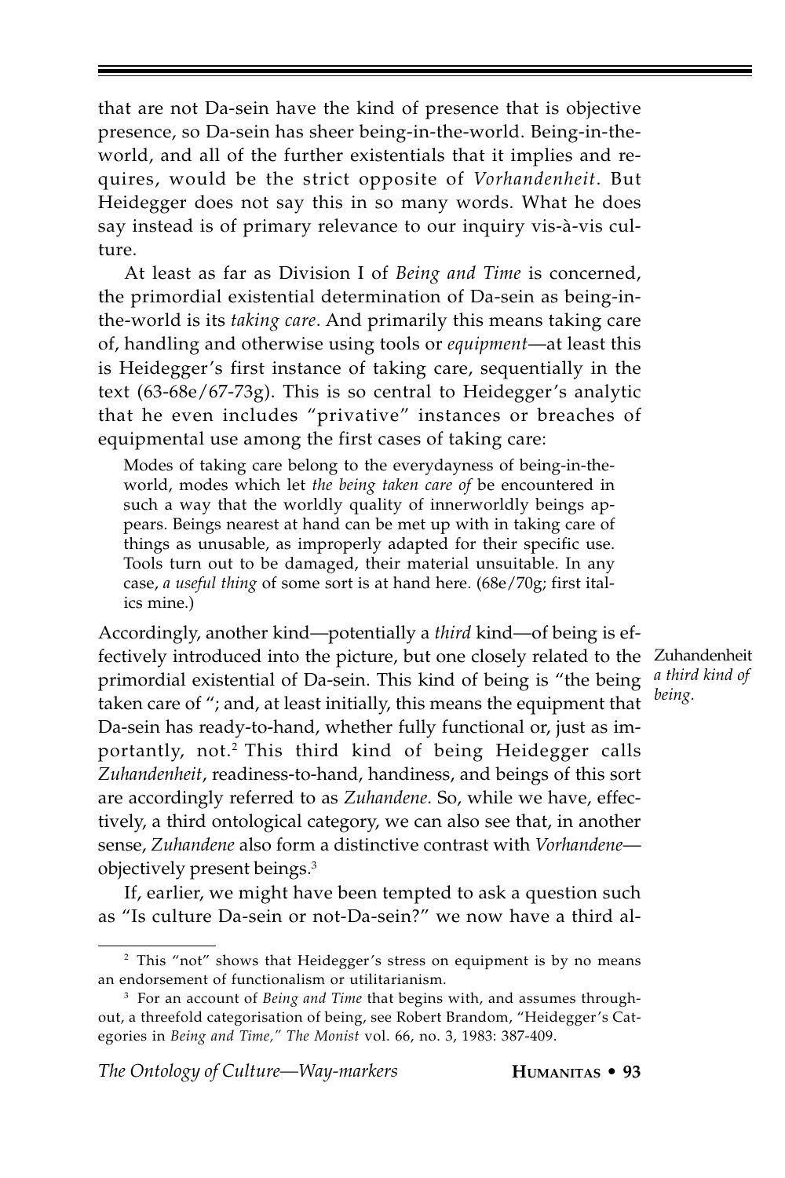that are not Da-sein have the kind of presence that is objective presence, so Da-sein has sheer being-in-the-world. Being-in-the-world, and all of the further existentials that it implies and requires, would be the strict opposite of *Vorhandenheit*. But Heidegger does not say this in so many words. What he does say instead is of primary relevance to our inquiry vis-à-vis culture.

At least as far as Division I of *Being and Time* is concerned, the primordial existential determination of Da-sein as being-in-the-world is its *taking care*. And primarily this means taking care of, handling and otherwise using tools or *equipment*—at least this is Heidegger's first instance of taking care, sequentially in the text (63-68e/67-73g). This is so central to Heidegger's analytic that he even includes "privative" instances or breaches of equipmental use among the first cases of taking care:

> Modes of taking care belong to the everydayness of being-in-the-world, modes which let *the being taken care of* be encountered in such a way that the worldly quality of innerworldly beings appears. Beings nearest at hand can be met up with in taking care of things as unusable, as improperly adapted for their specific use. Tools turn out to be damaged, their material unsuitable. In any case, *a useful thing* of some sort is at hand here. (68e/70g; first italics mine.)

Zuhandenheit *a third kind of being.*

Accordingly, another kind—potentially a *third* kind—of being is effectively introduced into the picture, but one closely related to the primordial existential of Da-sein. This kind of being is "the being taken care of "; and, at least initially, this means the equipment that Da-sein has ready-to-hand, whether fully functional or, just as importantly, not.[2] This third kind of being Heidegger calls *Zuhandenheit*, readiness-to-hand, handiness, and beings of this sort are accordingly referred to as *Zuhandene*. So, while we have, effectively, a third ontological category, we can also see that, in another sense, *Zuhandene* also form a distinctive contrast with *Vorhandene*—objectively present beings.[3]

If, earlier, we might have been tempted to ask a question such as "Is culture Da-sein or not-Da-sein?" we now have a third al-

---

[2] This "not" shows that Heidegger's stress on equipment is by no means an endorsement of functionalism or utilitarianism.

[3] For an account of *Being and Time* that begins with, and assumes throughout, a threefold categorisation of being, see Robert Brandom, "Heidegger's Categories in *Being and Time*," *The Monist* vol. 66, no. 3, 1983: 387-409.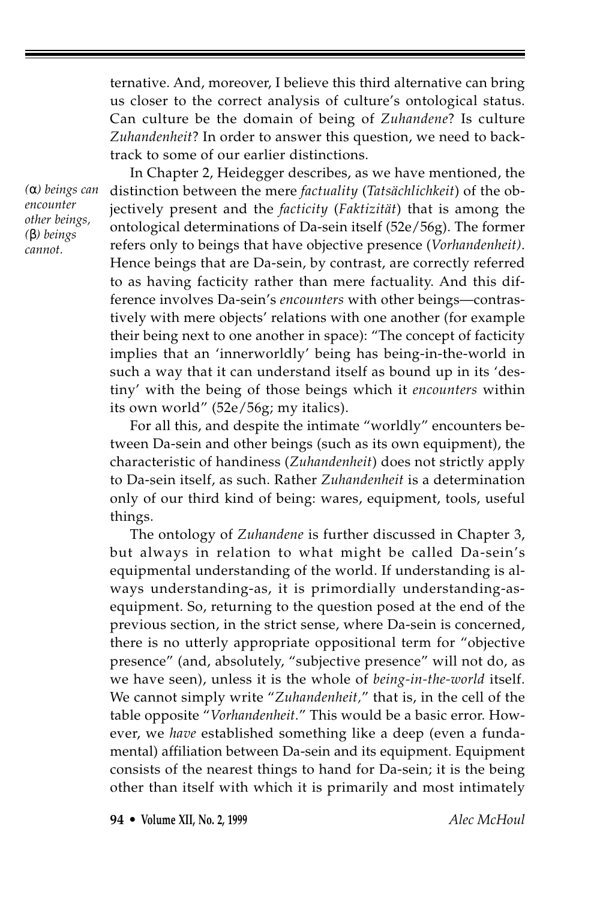ternative. And, moreover, I believe this third alternative can bring us closer to the correct analysis of culture's ontological status. Can culture be the domain of being of *Zuhandene*? Is culture *Zuhandenheit*? In order to answer this question, we need to backtrack to some of our earlier distinctions.

*(α) beings can encounter other beings, (β) beings cannot.*

In Chapter 2, Heidegger describes, as we have mentioned, the distinction between the mere *factuality* (*Tatsächlichkeit*) of the objectively present and the *facticity* (*Faktizität*) that is among the ontological determinations of Da-sein itself (52e/56g). The former refers only to beings that have objective presence (*Vorhandenheit)*. Hence beings that are Da-sein, by contrast, are correctly referred to as having facticity rather than mere factuality. And this difference involves Da-sein's *encounters* with other beings—contrastively with mere objects' relations with one another (for example their being next to one another in space): "The concept of facticity implies that an 'innerworldly' being has being-in-the-world in such a way that it can understand itself as bound up in its 'destiny' with the being of those beings which it *encounters* within its own world" (52e/56g; my italics).

For all this, and despite the intimate "worldly" encounters between Da-sein and other beings (such as its own equipment), the characteristic of handiness (*Zuhandenheit*) does not strictly apply to Da-sein itself, as such. Rather *Zuhandenheit* is a determination only of our third kind of being: wares, equipment, tools, useful things.

The ontology of *Zuhandene* is further discussed in Chapter 3, but always in relation to what might be called Da-sein's equipmental understanding of the world. If understanding is always understanding-as, it is primordially understanding-as-equipment. So, returning to the question posed at the end of the previous section, in the strict sense, where Da-sein is concerned, there is no utterly appropriate oppositional term for "objective presence" (and, absolutely, "subjective presence" will not do, as we have seen), unless it is the whole of *being-in-the-world* itself. We cannot simply write "*Zuhandenheit,*" that is, in the cell of the table opposite "*Vorhandenheit.*" This would be a basic error. However, we *have* established something like a deep (even a fundamental) affiliation between Da-sein and its equipment. Equipment consists of the nearest things to hand for Da-sein; it is the being other than itself with which it is primarily and most intimately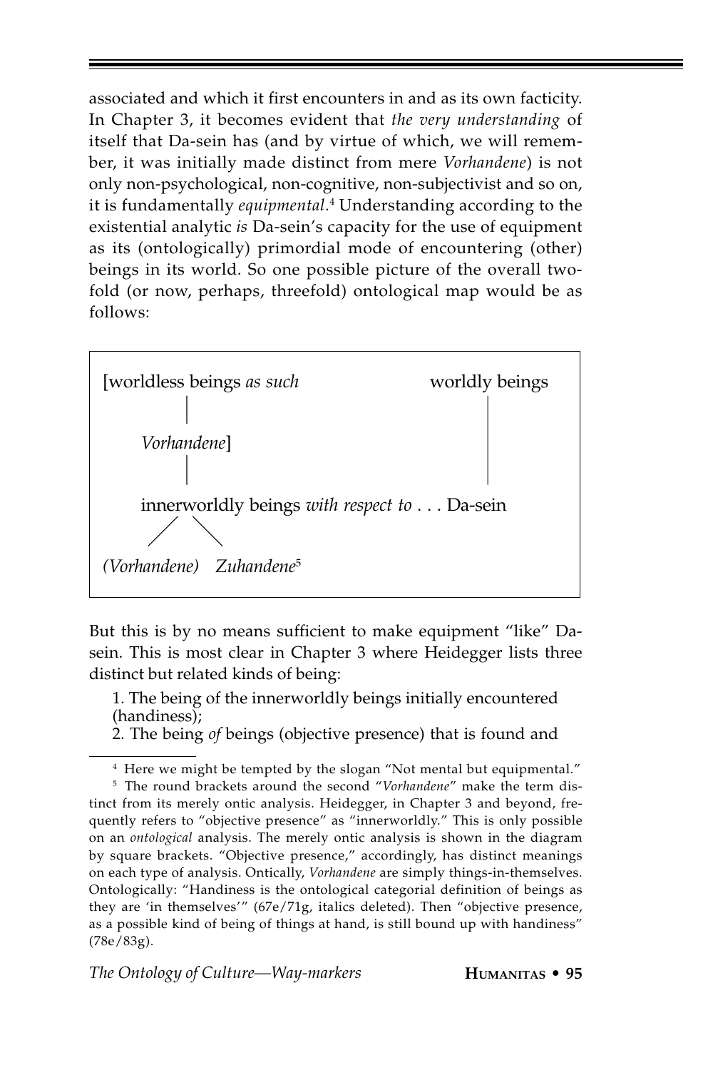associated and which it first encounters in and as its own facticity. In Chapter 3, it becomes evident that *the very understanding* of itself that Da-sein has (and by virtue of which, we will remember, it was initially made distinct from mere *Vorhandene*) is not only non-psychological, non-cognitive, non-subjectivist and so on, it is fundamentally *equipmental*.[4] Understanding according to the existential analytic *is* Da-sein's capacity for the use of equipment as its (ontologically) primordial mode of encountering (other) beings in its world. So one possible picture of the overall two-fold (or now, perhaps, threefold) ontological map would be as follows:

```
[worldless beings as such                    worldly beings
        |                                          |
    Vorhandene]                                    |
        |                                          |
    innerworldly beings with respect to . . . Da-sein
       /  \
(Vorhandene)   Zuhandene[5]
```

But this is by no means sufficient to make equipment "like" Da-sein. This is most clear in Chapter 3 where Heidegger lists three distinct but related kinds of being:

1. The being of the innerworldly beings initially encountered (handiness);
2. The being *of* beings (objective presence) that is found and

---

[4] Here we might be tempted by the slogan "Not mental but equipmental."

[5] The round brackets around the second "*Vorhandene*" make the term distinct from its merely ontic analysis. Heidegger, in Chapter 3 and beyond, frequently refers to "objective presence" as "innerworldly." This is only possible on an *ontological* analysis. The merely ontic analysis is shown in the diagram by square brackets. "Objective presence," accordingly, has distinct meanings on each type of analysis. Ontically, *Vorhandene* are simply things-in-themselves. Ontologically: "Handiness is the ontological categorial definition of beings as they are 'in themselves'" (67e/71g, italics deleted). Then "objective presence, as a possible kind of being of things at hand, is still bound up with handiness" (78e/83g).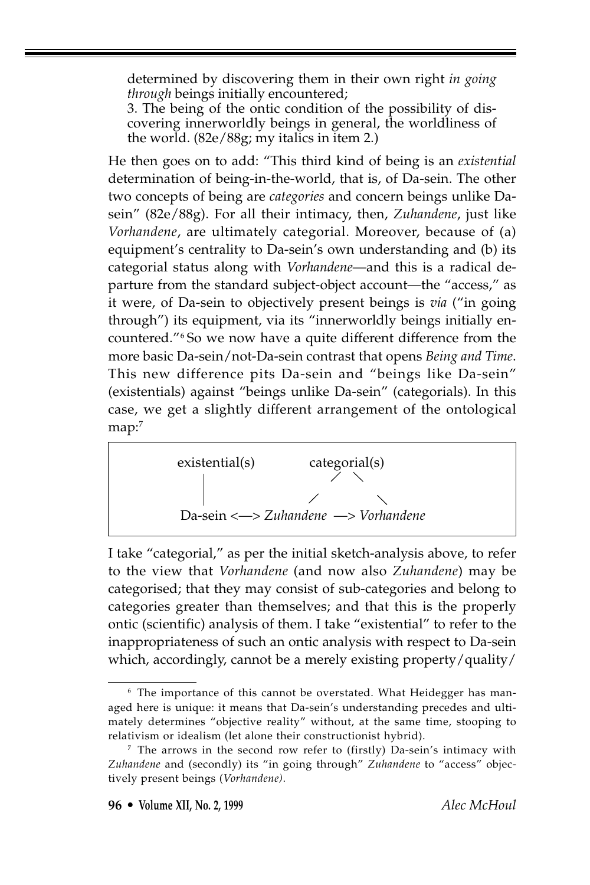determined by discovering them in their own right *in going through* beings initially encountered;
3. The being of the ontic condition of the possibility of discovering innerworldly beings in general, the worldliness of the world. (82e/88g; my italics in item 2.)

He then goes on to add: "This third kind of being is an *existential* determination of being-in-the-world, that is, of Da-sein. The other two concepts of being are *categories* and concern beings unlike Dasein" (82e/88g). For all their intimacy, then, *Zuhandene*, just like *Vorhandene*, are ultimately categorial. Moreover, because of (a) equipment's centrality to Da-sein's own understanding and (b) its categorial status along with *Vorhandene*—and this is a radical departure from the standard subject-object account—the "access," as it were, of Da-sein to objectively present beings is *via* ("in going through") its equipment, via its "innerworldly beings initially encountered."[6] So we now have a quite different difference from the more basic Da-sein/not-Da-sein contrast that opens *Being and Time*. This new difference pits Da-sein and "beings like Da-sein" (existentials) against "beings unlike Da-sein" (categorials). In this case, we get a slightly different arrangement of the ontological map:[7]

```
existential(s)          categorial(s)
      |                    /    \
      |                   /      \
Da-sein <—> Zuhandene  —> Vorhandene
```

I take "categorial," as per the initial sketch-analysis above, to refer to the view that *Vorhandene* (and now also *Zuhandene*) may be categorised; that they may consist of sub-categories and belong to categories greater than themselves; and that this is the properly ontic (scientific) analysis of them. I take "existential" to refer to the inappropriateness of such an ontic analysis with respect to Da-sein which, accordingly, cannot be a merely existing property/quality/

---

[6] The importance of this cannot be overstated. What Heidegger has managed here is unique: it means that Da-sein's understanding precedes and ultimately determines "objective reality" without, at the same time, stooping to relativism or idealism (let alone their constructionist hybrid).

[7] The arrows in the second row refer to (firstly) Da-sein's intimacy with *Zuhandene* and (secondly) its "in going through" *Zuhandene* to "access" objectively present beings (*Vorhandene*).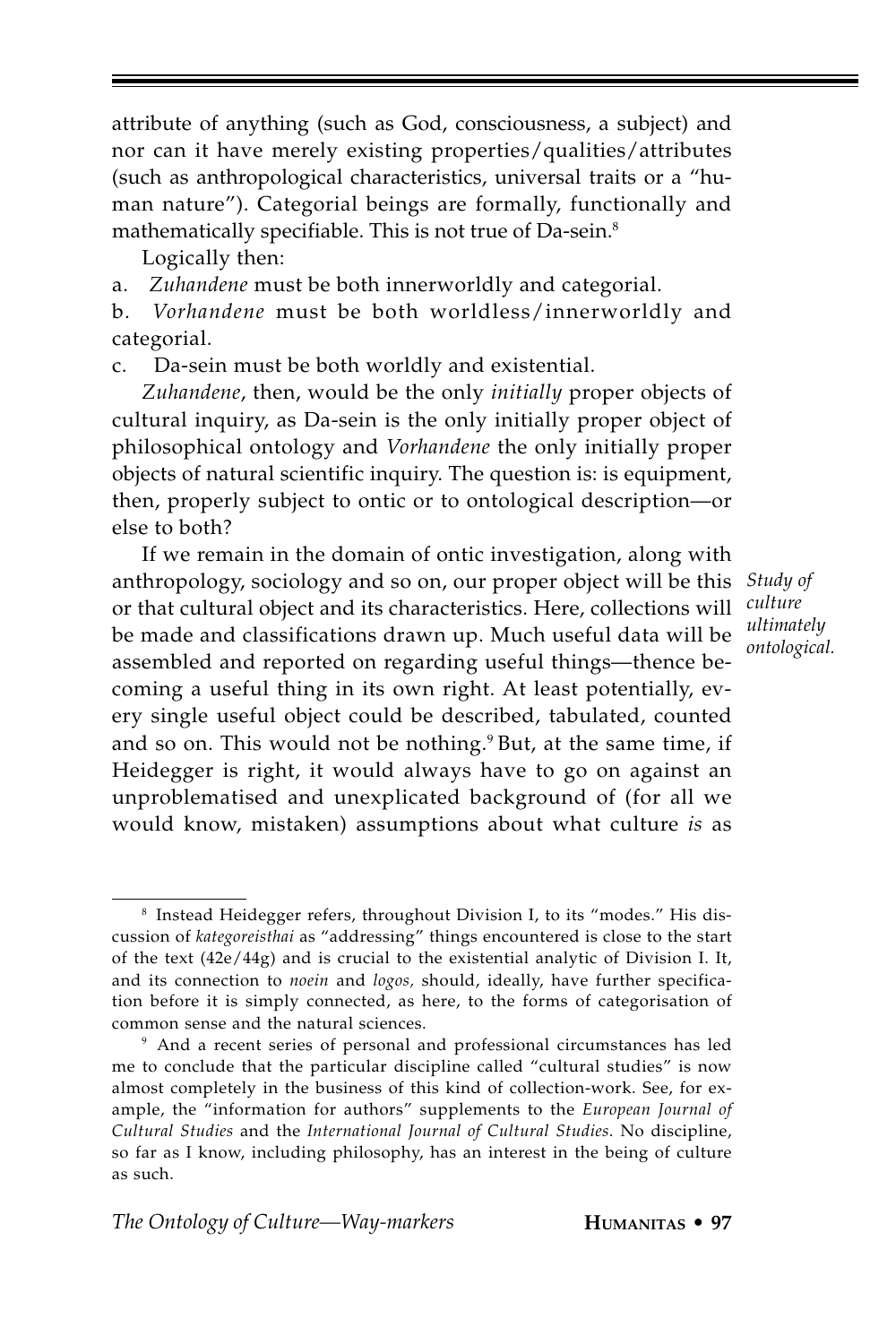attribute of anything (such as God, consciousness, a subject) and nor can it have merely existing properties/qualities/attributes (such as anthropological characteristics, universal traits or a "human nature"). Categorial beings are formally, functionally and mathematically specifiable. This is not true of Da-sein.[8]

Logically then:

a. *Zuhandene* must be both innerworldly and categorial.

b. *Vorhandene* must be both worldless/innerworldly and categorial.

c. Da-sein must be both worldly and existential.

*Zuhandene*, then, would be the only *initially* proper objects of cultural inquiry, as Da-sein is the only initially proper object of philosophical ontology and *Vorhandene* the only initially proper objects of natural scientific inquiry. The question is: is equipment, then, properly subject to ontic or to ontological description—or else to both?

*Study of culture ultimately ontological.*

If we remain in the domain of ontic investigation, along with anthropology, sociology and so on, our proper object will be this or that cultural object and its characteristics. Here, collections will be made and classifications drawn up. Much useful data will be assembled and reported on regarding useful things—thence becoming a useful thing in its own right. At least potentially, every single useful object could be described, tabulated, counted and so on. This would not be nothing.[9] But, at the same time, if Heidegger is right, it would always have to go on against an unproblematised and unexplicated background of (for all we would know, mistaken) assumptions about what culture *is* as

---

[8] Instead Heidegger refers, throughout Division I, to its "modes." His discussion of *kategoreisthai* as "addressing" things encountered is close to the start of the text (42e/44g) and is crucial to the existential analytic of Division I. It, and its connection to *noein* and *logos,* should, ideally, have further specification before it is simply connected, as here, to the forms of categorisation of common sense and the natural sciences.

[9] And a recent series of personal and professional circumstances has led me to conclude that the particular discipline called "cultural studies" is now almost completely in the business of this kind of collection-work. See, for example, the "information for authors" supplements to the *European Journal of Cultural Studies* and the *International Journal of Cultural Studies.* No discipline, so far as I know, including philosophy, has an interest in the being of culture as such.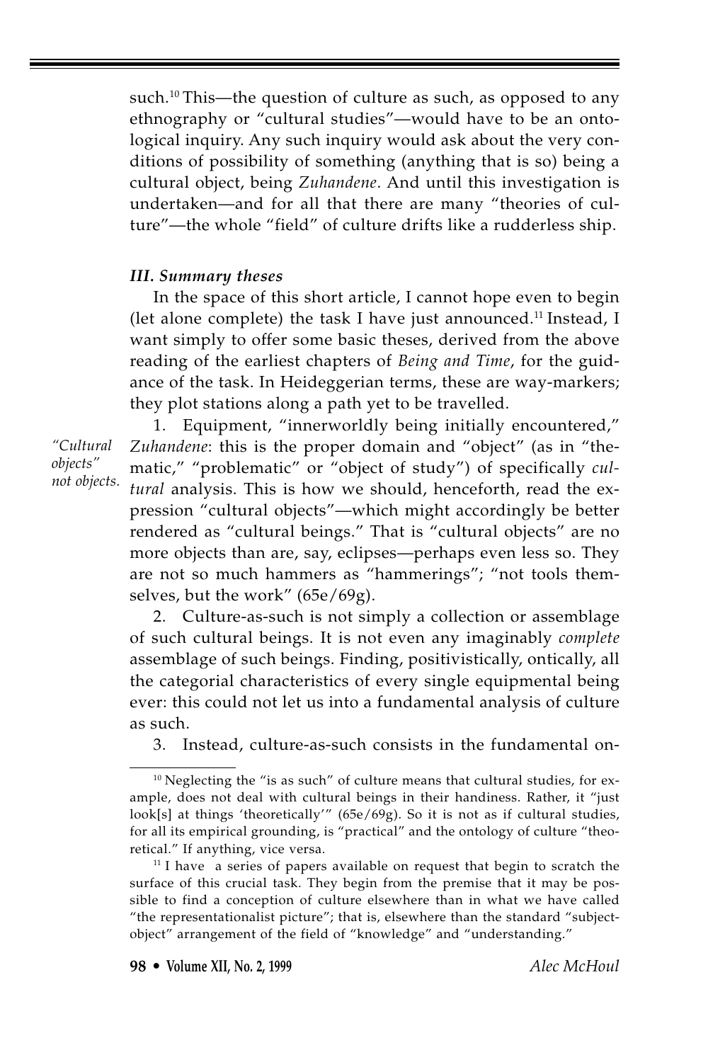such.[10] This—the question of culture as such, as opposed to any ethnography or "cultural studies"—would have to be an ontological inquiry. Any such inquiry would ask about the very conditions of possibility of something (anything that is so) being a cultural object, being *Zuhandene*. And until this investigation is undertaken—and for all that there are many "theories of culture"—the whole "field" of culture drifts like a rudderless ship.

### *III. Summary theses*

In the space of this short article, I cannot hope even to begin (let alone complete) the task I have just announced.[11] Instead, I want simply to offer some basic theses, derived from the above reading of the earliest chapters of *Being and Time*, for the guidance of the task. In Heideggerian terms, these are way-markers; they plot stations along a path yet to be travelled.

*"Cultural objects" not objects.*

1. Equipment, "innerworldly being initially encountered," *Zuhandene*: this is the proper domain and "object" (as in "thematic," "problematic" or "object of study") of specifically *cultural* analysis. This is how we should, henceforth, read the expression "cultural objects"—which might accordingly be better rendered as "cultural beings." That is "cultural objects" are no more objects than are, say, eclipses—perhaps even less so. They are not so much hammers as "hammerings"; "not tools themselves, but the work" (65e/69g).

2. Culture-as-such is not simply a collection or assemblage of such cultural beings. It is not even any imaginably *complete* assemblage of such beings. Finding, positivistically, ontically, all the categorial characteristics of every single equipmental being ever: this could not let us into a fundamental analysis of culture as such.

3. Instead, culture-as-such consists in the fundamental on-

---

[10] Neglecting the "is as such" of culture means that cultural studies, for example, does not deal with cultural beings in their handiness. Rather, it "just look[s] at things 'theoretically'" (65e/69g). So it is not as if cultural studies, for all its empirical grounding, is "practical" and the ontology of culture "theoretical." If anything, vice versa.

[11] I have a series of papers available on request that begin to scratch the surface of this crucial task. They begin from the premise that it may be possible to find a conception of culture elsewhere than in what we have called "the representationalist picture"; that is, elsewhere than the standard "subject-object" arrangement of the field of "knowledge" and "understanding."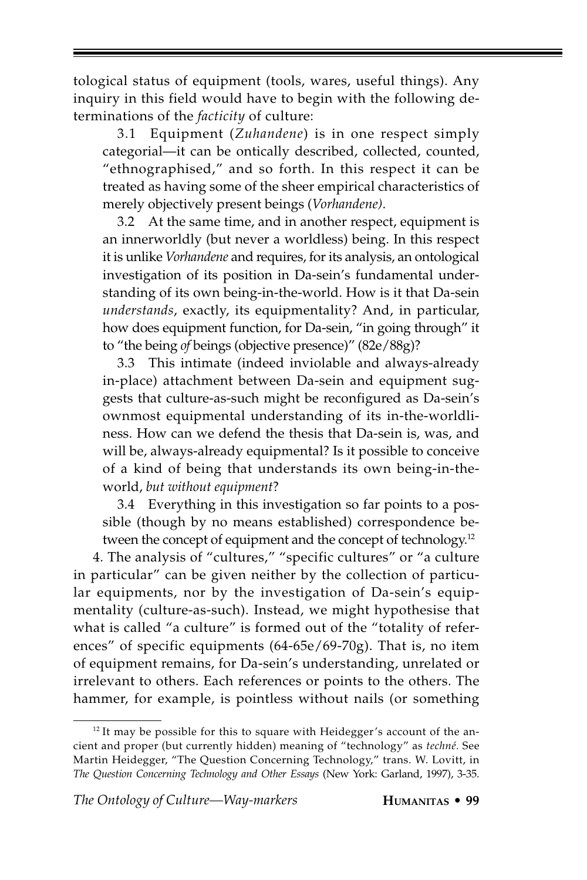tological status of equipment (tools, wares, useful things). Any inquiry in this field would have to begin with the following determinations of the *facticity* of culture:

3.1 Equipment (*Zuhandene*) is in one respect simply categorial—it can be ontically described, collected, counted, "ethnographised," and so forth. In this respect it can be treated as having some of the sheer empirical characteristics of merely objectively present beings (*Vorhandene)*.

3.2 At the same time, and in another respect, equipment is an innerworldly (but never a worldless) being. In this respect it is unlike *Vorhandene* and requires, for its analysis, an ontological investigation of its position in Da-sein's fundamental understanding of its own being-in-the-world. How is it that Da-sein *understands*, exactly, its equipmentality? And, in particular, how does equipment function, for Da-sein, "in going through" it to "the being *of* beings (objective presence)" (82e/88g)?

3.3 This intimate (indeed inviolable and always-already in-place) attachment between Da-sein and equipment suggests that culture-as-such might be reconfigured as Da-sein's ownmost equipmental understanding of its in-the-worldliness. How can we defend the thesis that Da-sein is, was, and will be, always-already equipmental? Is it possible to conceive of a kind of being that understands its own being-in-the-world, *but without equipment*?

3.4 Everything in this investigation so far points to a possible (though by no means established) correspondence between the concept of equipment and the concept of technology.[12]

4. The analysis of "cultures," "specific cultures" or "a culture in particular" can be given neither by the collection of particular equipments, nor by the investigation of Da-sein's equipmentality (culture-as-such). Instead, we might hypothesise that what is called "a culture" is formed out of the "totality of references" of specific equipments (64-65e/69-70g). That is, no item of equipment remains, for Da-sein's understanding, unrelated or irrelevant to others. Each references or points to the others. The hammer, for example, is pointless without nails (or something

[12] It may be possible for this to square with Heidegger's account of the ancient and proper (but currently hidden) meaning of "technology" as *techné*. See Martin Heidegger, "The Question Concerning Technology," trans. W. Lovitt, in *The Question Concerning Technology and Other Essays* (New York: Garland, 1997), 3-35.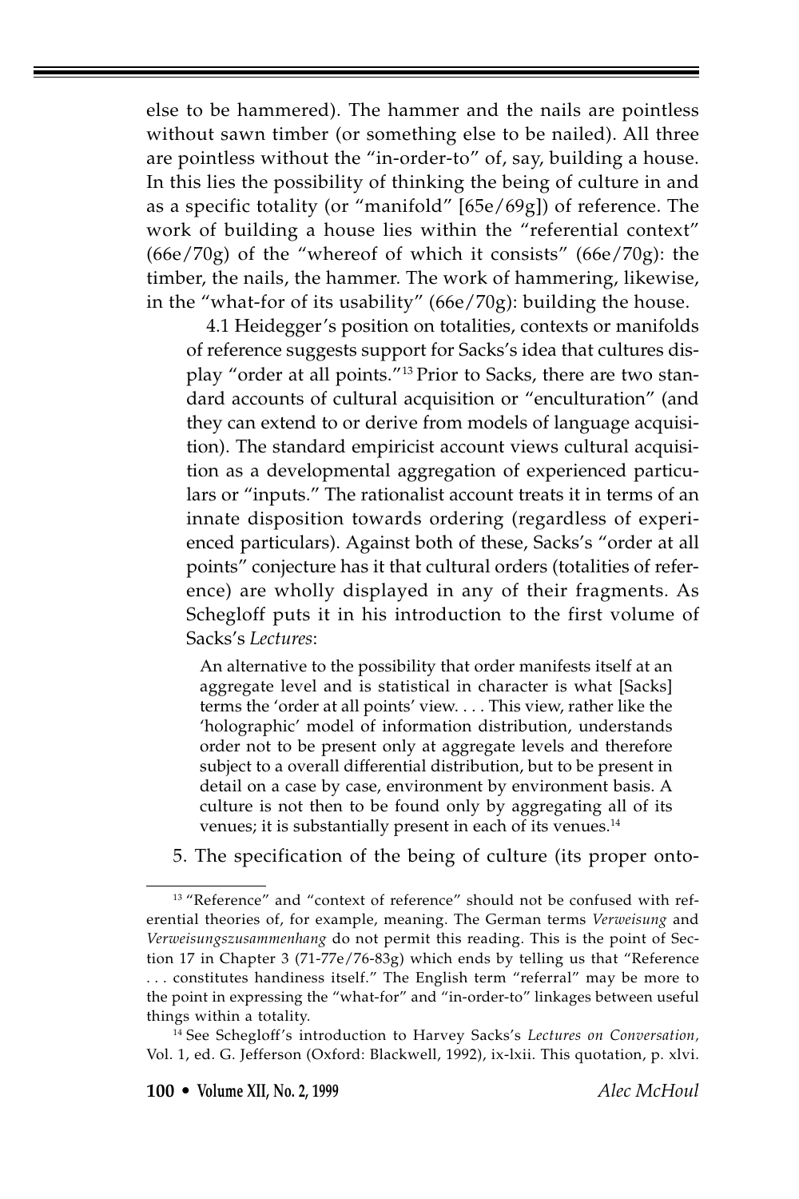else to be hammered). The hammer and the nails are pointless without sawn timber (or something else to be nailed). All three are pointless without the "in-order-to" of, say, building a house. In this lies the possibility of thinking the being of culture in and as a specific totality (or "manifold" [65e/69g]) of reference. The work of building a house lies within the "referential context" (66e/70g) of the "whereof of which it consists" (66e/70g): the timber, the nails, the hammer. The work of hammering, likewise, in the "what-for of its usability" (66e/70g): building the house.

4.1 Heidegger's position on totalities, contexts or manifolds of reference suggests support for Sacks's idea that cultures display "order at all points."[13] Prior to Sacks, there are two standard accounts of cultural acquisition or "enculturation" (and they can extend to or derive from models of language acquisition). The standard empiricist account views cultural acquisition as a developmental aggregation of experienced particulars or "inputs." The rationalist account treats it in terms of an innate disposition towards ordering (regardless of experienced particulars). Against both of these, Sacks's "order at all points" conjecture has it that cultural orders (totalities of reference) are wholly displayed in any of their fragments. As Schegloff puts it in his introduction to the first volume of Sacks's *Lectures*:

> An alternative to the possibility that order manifests itself at an aggregate level and is statistical in character is what [Sacks] terms the 'order at all points' view. . . . This view, rather like the 'holographic' model of information distribution, understands order not to be present only at aggregate levels and therefore subject to a overall differential distribution, but to be present in detail on a case by case, environment by environment basis. A culture is not then to be found only by aggregating all of its venues; it is substantially present in each of its venues.[14]

5. The specification of the being of culture (its proper onto-

---

[13] "Reference" and "context of reference" should not be confused with referential theories of, for example, meaning. The German terms *Verweisung* and *Verweisungszusammenhang* do not permit this reading. This is the point of Section 17 in Chapter 3 (71-77e/76-83g) which ends by telling us that "Reference . . . constitutes handiness itself." The English term "referral" may be more to the point in expressing the "what-for" and "in-order-to" linkages between useful things within a totality.

[14] See Schegloff's introduction to Harvey Sacks's *Lectures on Conversation*, Vol. 1, ed. G. Jefferson (Oxford: Blackwell, 1992), ix-lxii. This quotation, p. xlvi.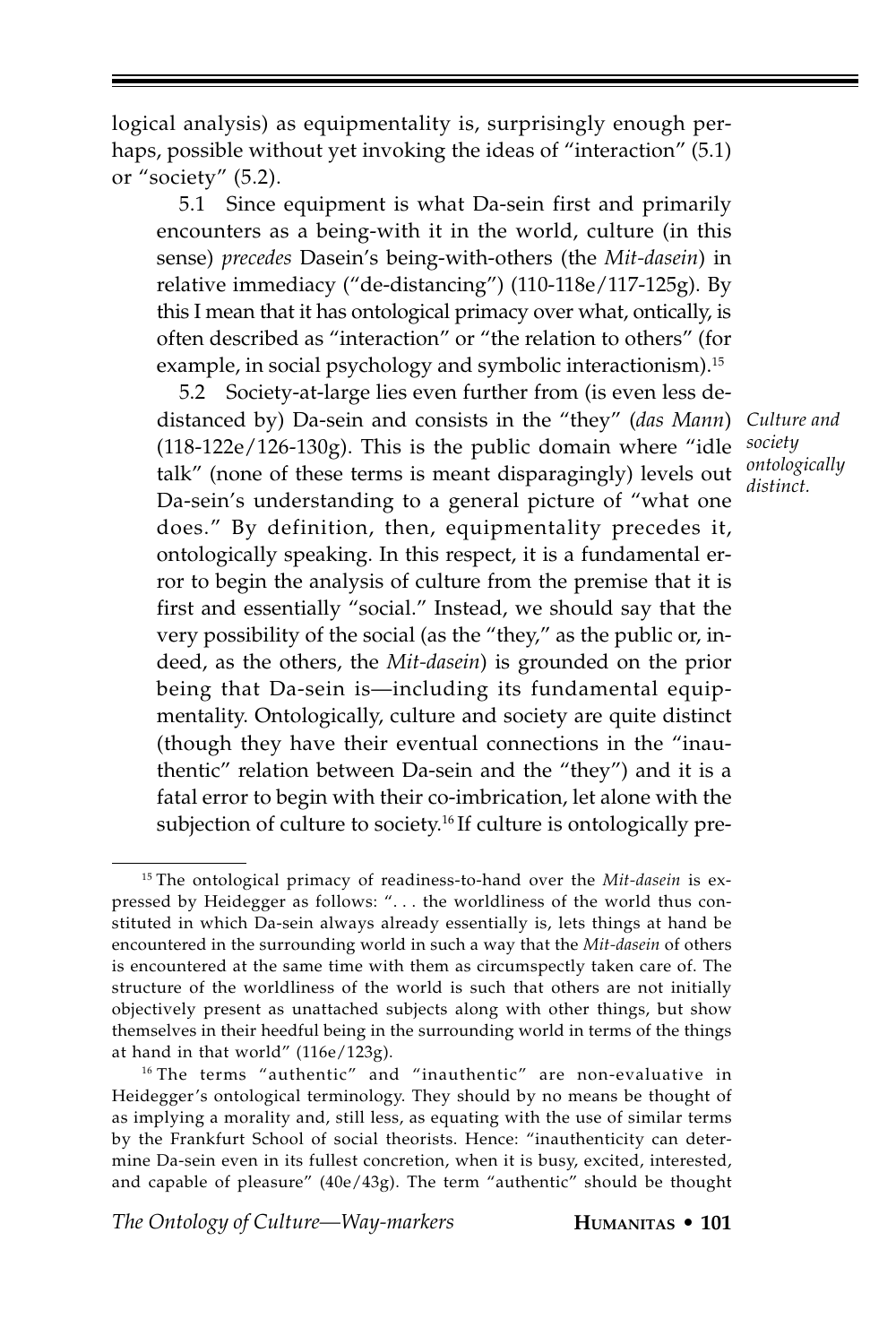logical analysis) as equipmentality is, surprisingly enough perhaps, possible without yet invoking the ideas of "interaction" (5.1) or "society" (5.2).

> 5.1 Since equipment is what Da-sein first and primarily encounters as a being-with it in the world, culture (in this sense) *precedes* Dasein's being-with-others (the *Mit-dasein*) in relative immediacy ("de-distancing") (110-118e/117-125g). By this I mean that it has ontological primacy over what, ontically, is often described as "interaction" or "the relation to others" (for example, in social psychology and symbolic interactionism).[15]
>
> 5.2 Society-at-large lies even further from (is even less de-distanced by) Da-sein and consists in the "they" (*das Mann*) (118-122e/126-130g). This is the public domain where "idle talk" (none of these terms is meant disparagingly) levels out Da-sein's understanding to a general picture of "what one does." By definition, then, equipmentality precedes it, ontologically speaking. In this respect, it is a fundamental error to begin the analysis of culture from the premise that it is first and essentially "social." Instead, we should say that the very possibility of the social (as the "they," as the public or, indeed, as the others, the *Mit-dasein*) is grounded on the prior being that Da-sein is—including its fundamental equipmentality. Ontologically, culture and society are quite distinct (though they have their eventual connections in the "inauthentic" relation between Da-sein and the "they") and it is a fatal error to begin with their co-imbrication, let alone with the subjection of culture to society.[16] If culture is ontologically pre-

*Culture and society ontologically distinct.*

---

[15] The ontological primacy of readiness-to-hand over the *Mit-dasein* is expressed by Heidegger as follows: ". . . the worldliness of the world thus constituted in which Da-sein always already essentially is, lets things at hand be encountered in the surrounding world in such a way that the *Mit-dasein* of others is encountered at the same time with them as circumspectly taken care of. The structure of the worldliness of the world is such that others are not initially objectively present as unattached subjects along with other things, but show themselves in their heedful being in the surrounding world in terms of the things at hand in that world" (116e/123g).

[16] The terms "authentic" and "inauthentic" are non-evaluative in Heidegger's ontological terminology. They should by no means be thought of as implying a morality and, still less, as equating with the use of similar terms by the Frankfurt School of social theorists. Hence: "inauthenticity can determine Da-sein even in its fullest concretion, when it is busy, excited, interested, and capable of pleasure" (40e/43g). The term "authentic" should be thought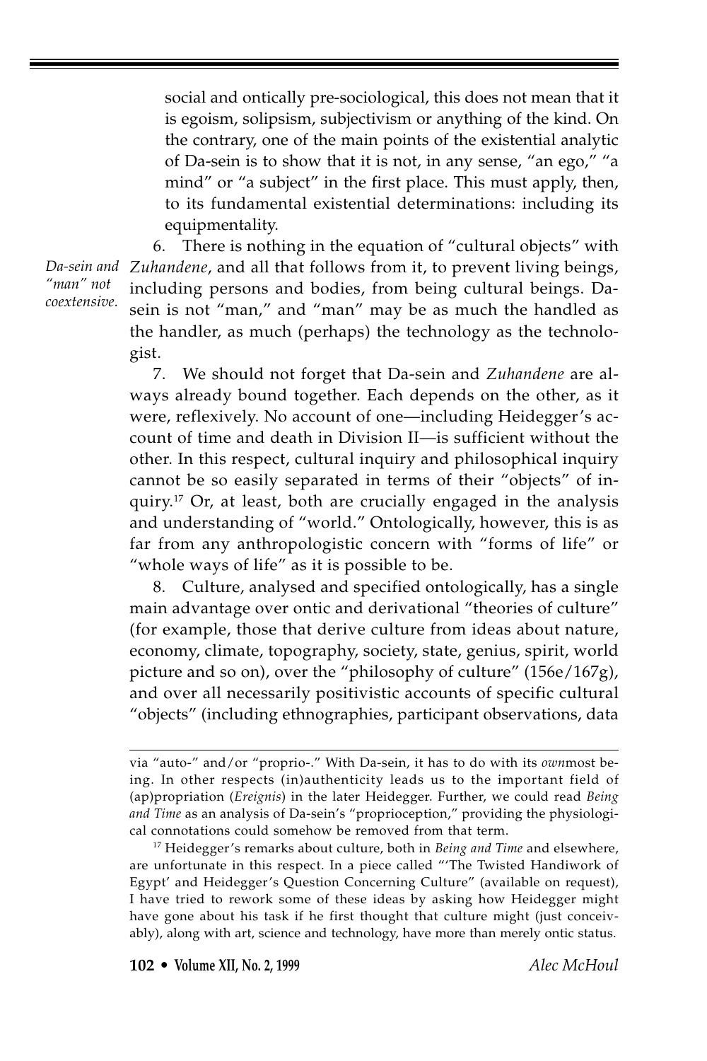social and ontically pre-sociological, this does not mean that it is egoism, solipsism, subjectivism or anything of the kind. On the contrary, one of the main points of the existential analytic of Da-sein is to show that it is not, in any sense, "an ego," "a mind" or "a subject" in the first place. This must apply, then, to its fundamental existential determinations: including its equipmentality.

*Da-sein and "man" not coextensive.*

6. There is nothing in the equation of "cultural objects" with *Zuhandene*, and all that follows from it, to prevent living beings, including persons and bodies, from being cultural beings. Da-sein is not "man," and "man" may be as much the handled as the handler, as much (perhaps) the technology as the technologist.

7. We should not forget that Da-sein and *Zuhandene* are always already bound together. Each depends on the other, as it were, reflexively. No account of one—including Heidegger's account of time and death in Division II—is sufficient without the other. In this respect, cultural inquiry and philosophical inquiry cannot be so easily separated in terms of their "objects" of inquiry.[17] Or, at least, both are crucially engaged in the analysis and understanding of "world." Ontologically, however, this is as far from any anthropologistic concern with "forms of life" or "whole ways of life" as it is possible to be.

8. Culture, analysed and specified ontologically, has a single main advantage over ontic and derivational "theories of culture" (for example, those that derive culture from ideas about nature, economy, climate, topography, society, state, genius, spirit, world picture and so on), over the "philosophy of culture" (156e/167g), and over all necessarily positivistic accounts of specific cultural "objects" (including ethnographies, participant observations, data

---

via "auto-" and/or "proprio-." With Da-sein, it has to do with its *own*most being. In other respects (in)authenticity leads us to the important field of (ap)propriation (*Ereignis*) in the later Heidegger. Further, we could read *Being and Time* as an analysis of Da-sein's "proprioception," providing the physiological connotations could somehow be removed from that term.

[17] Heidegger's remarks about culture, both in *Being and Time* and elsewhere, are unfortunate in this respect. In a piece called "'The Twisted Handiwork of Egypt' and Heidegger's Question Concerning Culture" (available on request), I have tried to rework some of these ideas by asking how Heidegger might have gone about his task if he first thought that culture might (just conceivably), along with art, science and technology, have more than merely ontic status.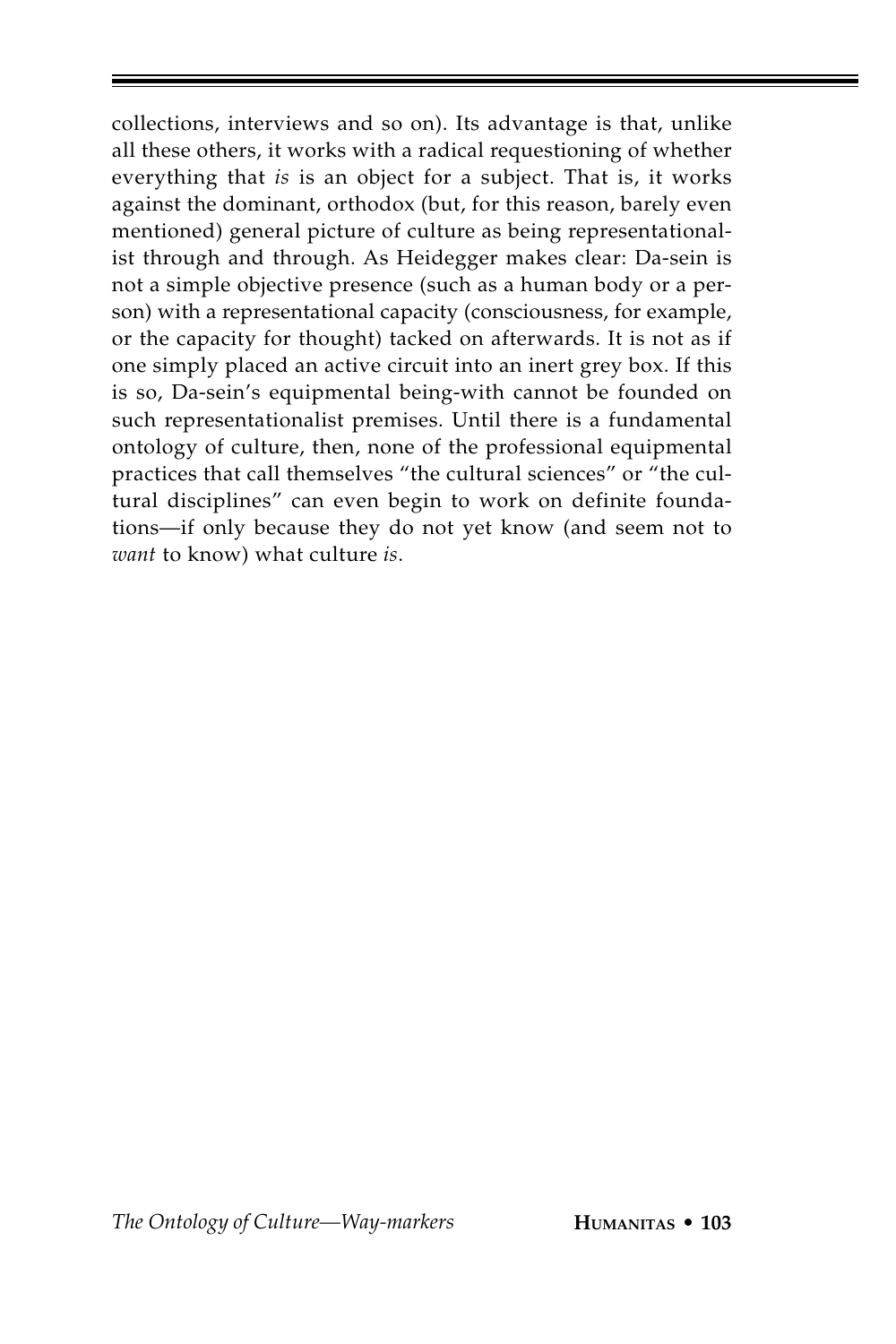collections, interviews and so on). Its advantage is that, unlike all these others, it works with a radical requestioning of whether everything that *is* is an object for a subject. That is, it works against the dominant, orthodox (but, for this reason, barely even mentioned) general picture of culture as being representationalist through and through. As Heidegger makes clear: Da-sein is not a simple objective presence (such as a human body or a person) with a representational capacity (consciousness, for example, or the capacity for thought) tacked on afterwards. It is not as if one simply placed an active circuit into an inert grey box. If this is so, Da-sein's equipmental being-with cannot be founded on such representationalist premises. Until there is a fundamental ontology of culture, then, none of the professional equipmental practices that call themselves "the cultural sciences" or "the cultural disciplines" can even begin to work on definite foundations—if only because they do not yet know (and seem not to *want* to know) what culture *is*.